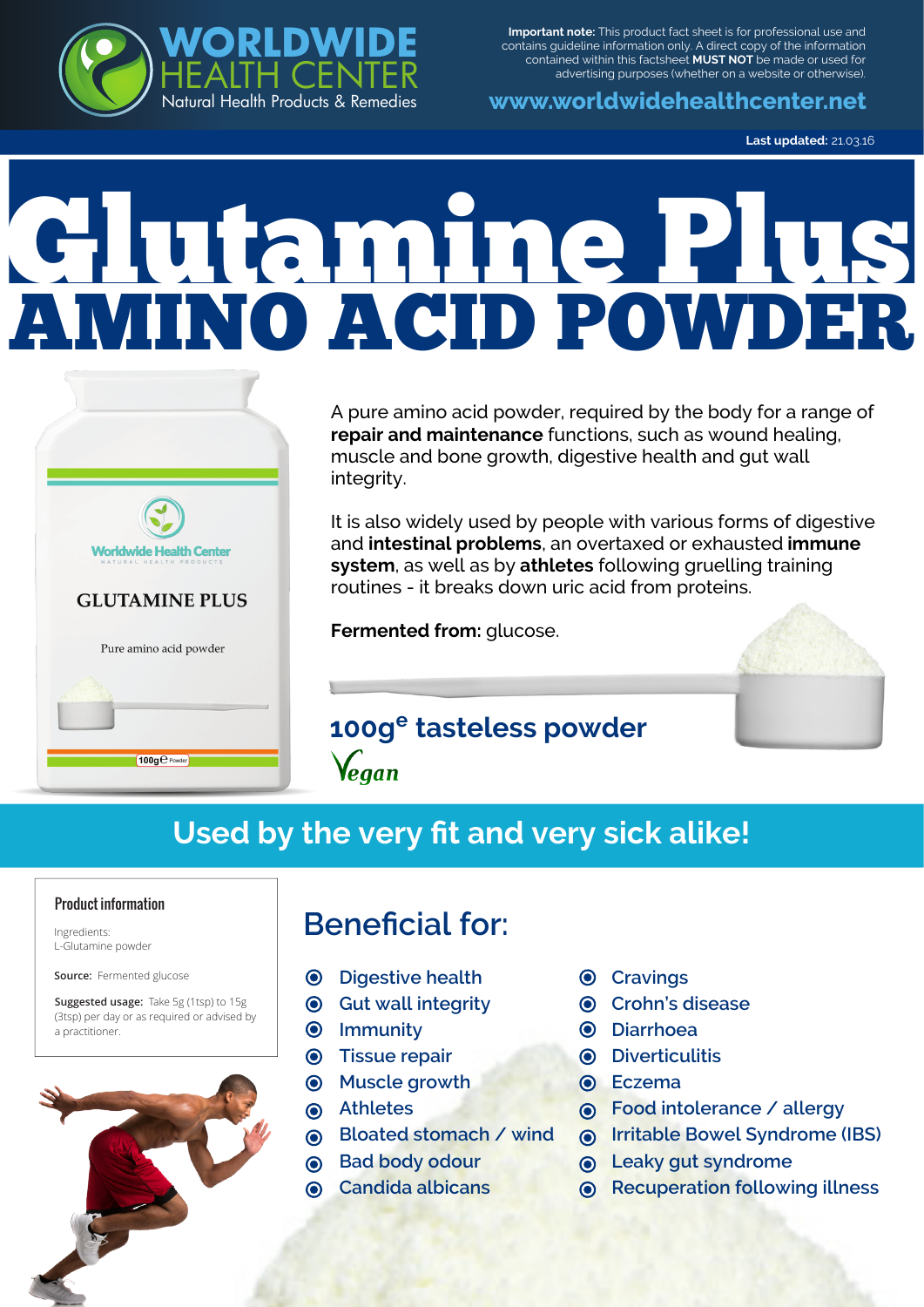WORLDWIDE HEALTH CENTER

Natural Health Products & Remedies

**Important note:** This product fact sheet is for professional use and contains guideline information only. A direct copy of the information contained within this factsheet **MUST NOT** be made or used for advertising purposes (whether on a website or otherwise).

www.worldwidehealthcenter.net

**Last updated:** 21.03.16

# Glutamine Plus

# AMINO ACID POWDER

A pure amino acid powder, required by the body for a range of **repair and maintenance** functions, such as wound healing, muscle and bone growth, digestive health and gut wall integrity.

It is also widely used by people with various forms of digestive and **intestinal problems**, an overtaxed or exhausted **immune system**, as well as by **athletes** following gruelling training routines - it breaks down uric acid from proteins.

**Fermented from:** glucose.

## 100g℮ tasteless powder

*Vegan*

## Used by the very fit and very sick alike!

### Product information

Ingredients:
L-Glutamine powder

**Source:** Fermented glucose

**Suggested usage:** Take 5g (1tsp) to 15g (3tsp) per day or as required or advised by a practitioner.

## Beneficial for:

- Digestive health
- Gut wall integrity
- Immunity
- Tissue repair
- Muscle growth
- Athletes
- Bloated stomach / wind
- Bad body odour
- Candida albicans
- Cravings
- Crohn's disease
- Diarrhoea
- Diverticulitis
- Eczema
- Food intolerance / allergy
- Irritable Bowel Syndrome (IBS)
- Leaky gut syndrome
- Recuperation following illness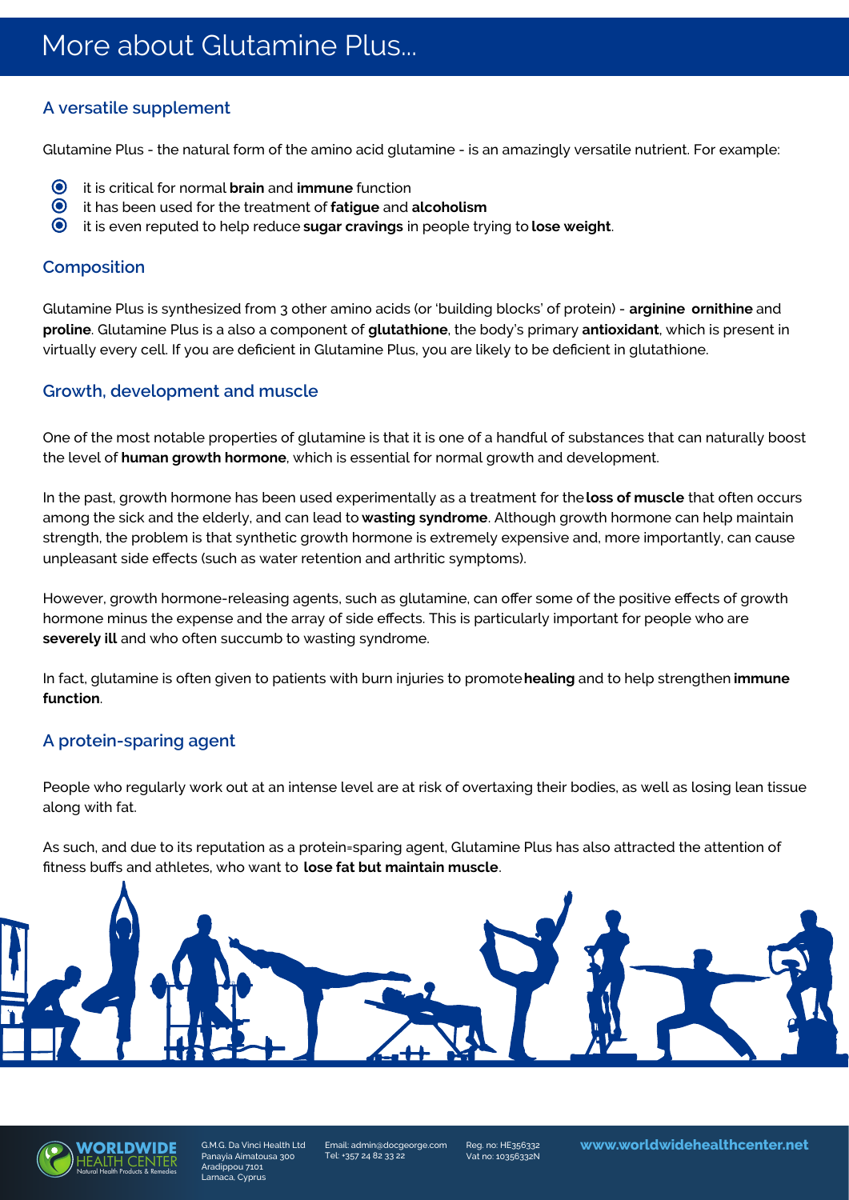# More about Glutamine Plus...

## A versatile supplement

Glutamine Plus - the natural form of the amino acid glutamine - is an amazingly versatile nutrient. For example:

- it is critical for normal **brain** and **immune** function
- it has been used for the treatment of **fatigue** and **alcoholism**
- it is even reputed to help reduce **sugar cravings** in people trying to **lose weight**.

## Composition

Glutamine Plus is synthesized from 3 other amino acids (or 'building blocks' of protein) - **arginine ornithine** and **proline**. Glutamine Plus is a also a component of **glutathione**, the body's primary **antioxidant**, which is present in virtually every cell. If you are deficient in Glutamine Plus, you are likely to be deficient in glutathione.

## Growth, development and muscle

One of the most notable properties of glutamine is that it is one of a handful of substances that can naturally boost the level of **human growth hormone**, which is essential for normal growth and development.

In the past, growth hormone has been used experimentally as a treatment for the **loss of muscle** that often occurs among the sick and the elderly, and can lead to **wasting syndrome**. Although growth hormone can help maintain strength, the problem is that synthetic growth hormone is extremely expensive and, more importantly, can cause unpleasant side effects (such as water retention and arthritic symptoms).

However, growth hormone-releasing agents, such as glutamine, can offer some of the positive effects of growth hormone minus the expense and the array of side effects. This is particularly important for people who are **severely ill** and who often succumb to wasting syndrome.

In fact, glutamine is often given to patients with burn injuries to promote **healing** and to help strengthen **immune function**.

## A protein-sparing agent

People who regularly work out at an intense level are at risk of overtaxing their bodies, as well as losing lean tissue along with fat.

As such, and due to its reputation as a protein=sparing agent, Glutamine Plus has also attracted the attention of fitness buffs and athletes, who want to **lose fat but maintain muscle**.

WORLDWIDE HEALTH CENTER
Natural Health Products & Remedies

G.M.G. Da Vinci Health Ltd
Panayia Aimatousa 300
Aradippou 7101
Larnaca, Cyprus

Email: admin@docgeorge.com
Tel: +357 24 82 33 22

Reg. no: HE356332
Vat no: 10356332N

www.worldwidehealthcenter.net